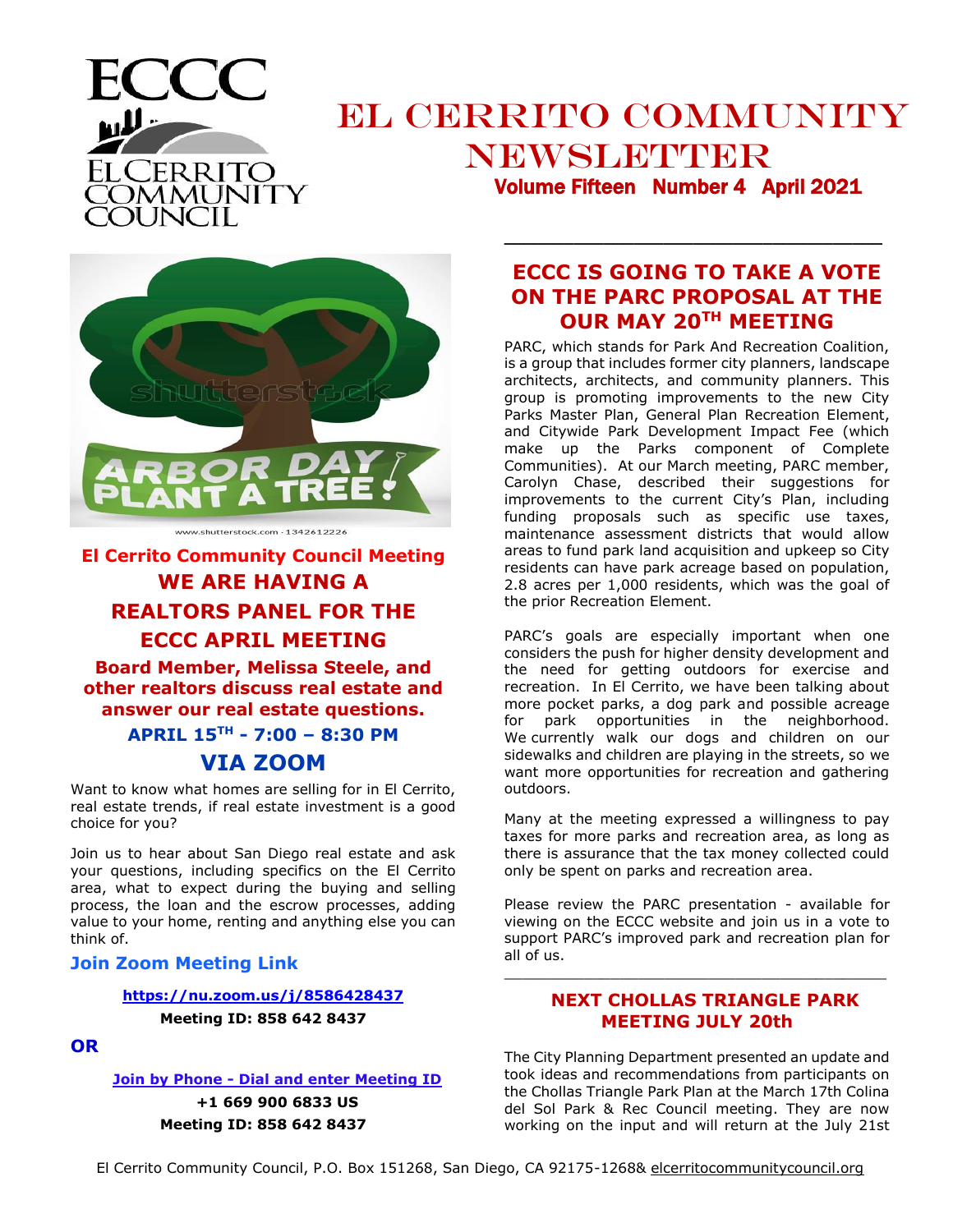# EL CERRITO COMMUNITY NEWSLETTER

**Volume Fifteen Number 4 April 2021**

### El Cerrito Community Council Meeting

## WE ARE HAVING A REALTORS PANEL FOR THE ECCC APRIL MEETING

**Board Member, Melissa Steele, and other realtors discuss real estate and answer our real estate questions.**

**APRIL 15TH - 7:00 – 8:30 PM**

## VIA ZOOM

Want to know what homes are selling for in El Cerrito, real estate trends, if real estate investment is a good choice for you?

Join us to hear about San Diego real estate and ask your questions, including specifics on the El Cerrito area, what to expect during the buying and selling process, the loan and the escrow processes, adding value to your home, renting and anything else you can think of.

### Join Zoom Meeting Link

**https://nu.zoom.us/j/8586428437**

**Meeting ID: 858 642 8437**

**OR**

**Join by Phone - Dial and enter Meeting ID**

**+1 669 900 6833 US**

**Meeting ID: 858 642 8437**

---

## ECCC IS GOING TO TAKE A VOTE ON THE PARC PROPOSAL AT THE OUR MAY 20TH MEETING

PARC, which stands for Park And Recreation Coalition, is a group that includes former city planners, landscape architects, architects, and community planners. This group is promoting improvements to the new City Parks Master Plan, General Plan Recreation Element, and Citywide Park Development Impact Fee (which make up the Parks component of Complete Communities). At our March meeting, PARC member, Carolyn Chase, described their suggestions for improvements to the current City's Plan, including funding proposals such as specific use taxes, maintenance assessment districts that would allow areas to fund park land acquisition and upkeep so City residents can have park acreage based on population, 2.8 acres per 1,000 residents, which was the goal of the prior Recreation Element.

PARC's goals are especially important when one considers the push for higher density development and the need for getting outdoors for exercise and recreation. In El Cerrito, we have been talking about more pocket parks, a dog park and possible acreage for park opportunities in the neighborhood. We currently walk our dogs and children on our sidewalks and children are playing in the streets, so we want more opportunities for recreation and gathering outdoors.

Many at the meeting expressed a willingness to pay taxes for more parks and recreation area, as long as there is assurance that the tax money collected could only be spent on parks and recreation area.

Please review the PARC presentation - available for viewing on the ECCC website and join us in a vote to support PARC's improved park and recreation plan for all of us.

---

## NEXT CHOLLAS TRIANGLE PARK MEETING JULY 20th

The City Planning Department presented an update and took ideas and recommendations from participants on the Chollas Triangle Park Plan at the March 17th Colina del Sol Park & Rec Council meeting. They are now working on the input and will return at the July 21st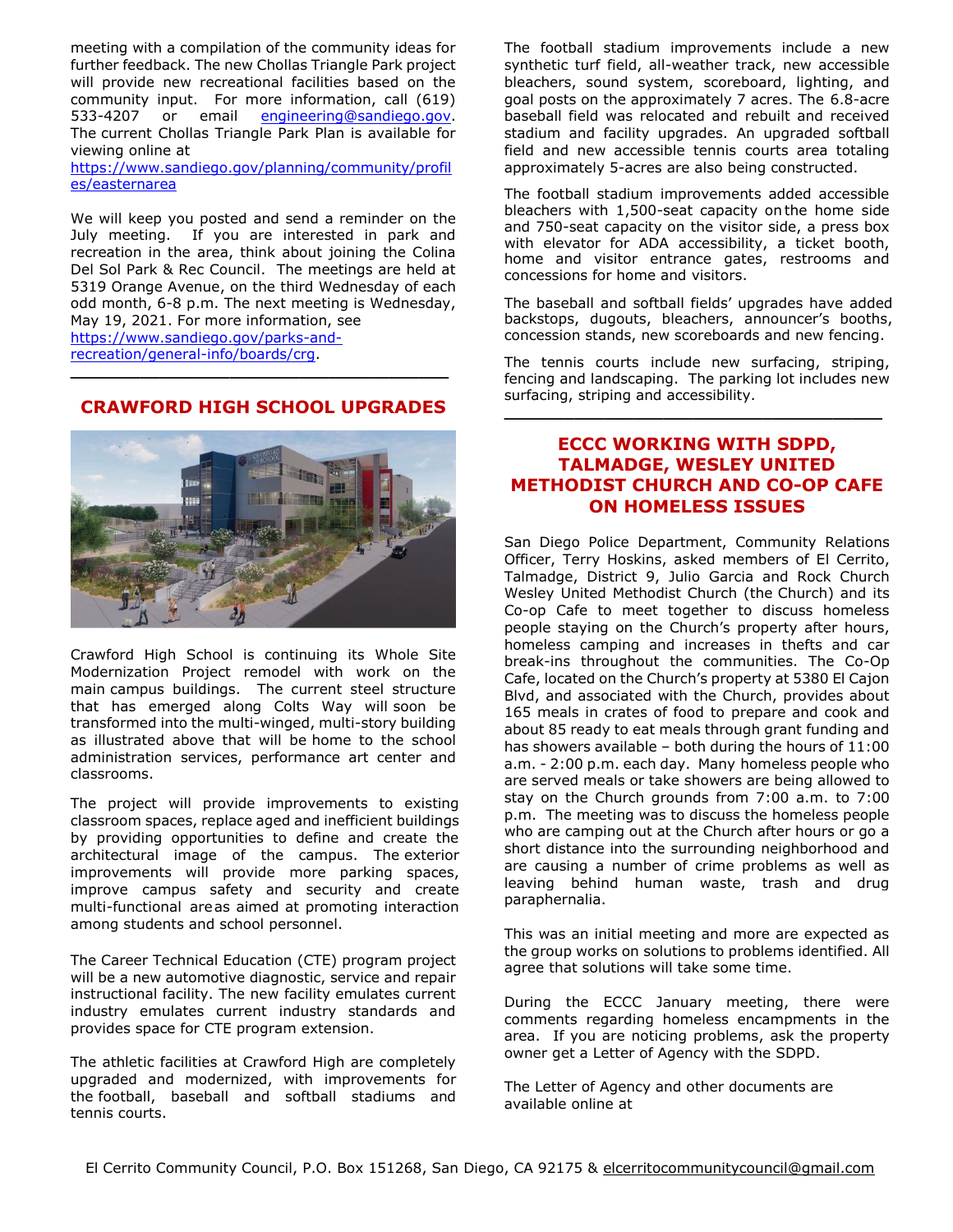meeting with a compilation of the community ideas for further feedback. The new Chollas Triangle Park project will provide new recreational facilities based on the community input. For more information, call (619) 533-4207 or email engineering@sandiego.gov. The current Chollas Triangle Park Plan is available for viewing online at https://www.sandiego.gov/planning/community/profiles/easternarea

We will keep you posted and send a reminder on the July meeting. If you are interested in park and recreation in the area, think about joining the Colina Del Sol Park & Rec Council. The meetings are held at 5319 Orange Avenue, on the third Wednesday of each odd month, 6-8 p.m. The next meeting is Wednesday, May 19, 2021. For more information, see https://www.sandiego.gov/parks-and-recreation/general-info/boards/crg.

## CRAWFORD HIGH SCHOOL UPGRADES

Crawford High School is continuing its Whole Site Modernization Project remodel with work on the main campus buildings. The current steel structure that has emerged along Colts Way will soon be transformed into the multi-winged, multi-story building as illustrated above that will be home to the school administration services, performance art center and classrooms.

The project will provide improvements to existing classroom spaces, replace aged and inefficient buildings by providing opportunities to define and create the architectural image of the campus. The exterior improvements will provide more parking spaces, improve campus safety and security and create multi-functional areas aimed at promoting interaction among students and school personnel.

The Career Technical Education (CTE) program project will be a new automotive diagnostic, service and repair instructional facility. The new facility emulates current industry emulates current industry standards and provides space for CTE program extension.

The athletic facilities at Crawford High are completely upgraded and modernized, with improvements for the football, baseball and softball stadiums and tennis courts.

The football stadium improvements include a new synthetic turf field, all-weather track, new accessible bleachers, sound system, scoreboard, lighting, and goal posts on the approximately 7 acres. The 6.8-acre baseball field was relocated and rebuilt and received stadium and facility upgrades. An upgraded softball field and new accessible tennis courts area totaling approximately 5-acres are also being constructed.

The football stadium improvements added accessible bleachers with 1,500-seat capacity on the home side and 750-seat capacity on the visitor side, a press box with elevator for ADA accessibility, a ticket booth, home and visitor entrance gates, restrooms and concessions for home and visitors.

The baseball and softball fields' upgrades have added backstops, dugouts, bleachers, announcer's booths, concession stands, new scoreboards and new fencing.

The tennis courts include new surfacing, striping, fencing and landscaping. The parking lot includes new surfacing, striping and accessibility.

## ECCC WORKING WITH SDPD, TALMADGE, WESLEY UNITED METHODIST CHURCH AND CO-OP CAFE ON HOMELESS ISSUES

San Diego Police Department, Community Relations Officer, Terry Hoskins, asked members of El Cerrito, Talmadge, District 9, Julio Garcia and Rock Church Wesley United Methodist Church (the Church) and its Co-op Cafe to meet together to discuss homeless people staying on the Church's property after hours, homeless camping and increases in thefts and car break-ins throughout the communities. The Co-Op Cafe, located on the Church's property at 5380 El Cajon Blvd, and associated with the Church, provides about 165 meals in crates of food to prepare and cook and about 85 ready to eat meals through grant funding and has showers available – both during the hours of 11:00 a.m. - 2:00 p.m. each day. Many homeless people who are served meals or take showers are being allowed to stay on the Church grounds from 7:00 a.m. to 7:00 p.m. The meeting was to discuss the homeless people who are camping out at the Church after hours or go a short distance into the surrounding neighborhood and are causing a number of crime problems as well as leaving behind human waste, trash and drug paraphernalia.

This was an initial meeting and more are expected as the group works on solutions to problems identified. All agree that solutions will take some time.

During the ECCC January meeting, there were comments regarding homeless encampments in the area. If you are noticing problems, ask the property owner get a Letter of Agency with the SDPD.

The Letter of Agency and other documents are available online at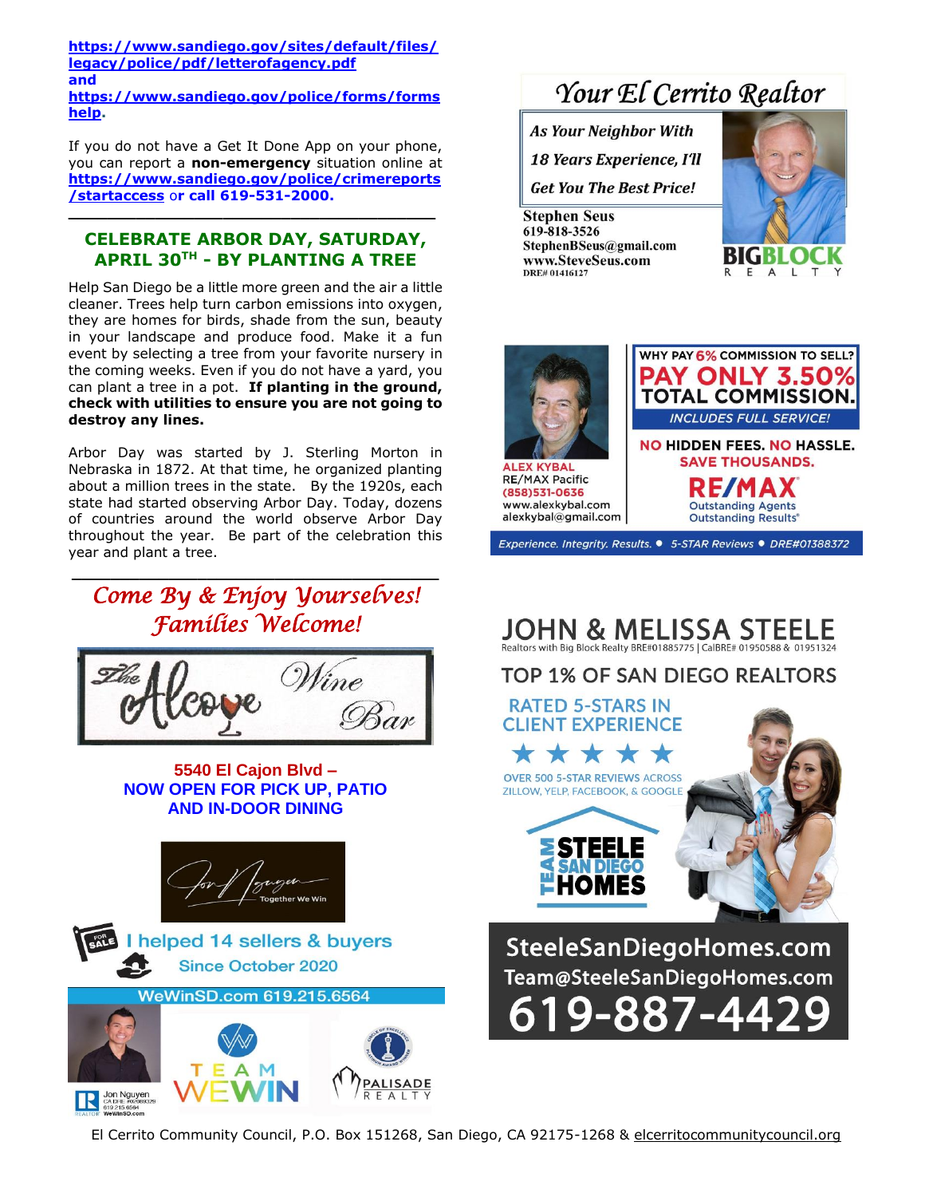**https://www.sandiego.gov/sites/default/files/legacy/police/pdf/letterofagency.pdf and https://www.sandiego.gov/police/forms/formshelp.**

If you do not have a Get It Done App on your phone, you can report a **non-emergency** situation online at **https://www.sandiego.gov/police/crimereports/startaccess** or **call 619-531-2000.**

---

## CELEBRATE ARBOR DAY, SATURDAY, APRIL 30TH - BY PLANTING A TREE

Help San Diego be a little more green and the air a little cleaner. Trees help turn carbon emissions into oxygen, they are homes for birds, shade from the sun, beauty in your landscape and produce food. Make it a fun event by selecting a tree from your favorite nursery in the coming weeks. Even if you do not have a yard, you can plant a tree in a pot. **If planting in the ground, check with utilities to ensure you are not going to destroy any lines.**

Arbor Day was started by J. Sterling Morton in Nebraska in 1872. At that time, he organized planting about a million trees in the state. By the 1920s, each state had started observing Arbor Day. Today, dozens of countries around the world observe Arbor Day throughout the year. Be part of the celebration this year and plant a tree.

---

*Come By & Enjoy Yourselves! Families Welcome!*

The Alcove Wine Bar

**5540 El Cajon Blvd – NOW OPEN FOR PICK UP, PATIO AND IN-DOOR DINING**

Together We Win

I helped 14 sellers & buyers Since October 2020

WeWinSD.com 619.215.6564

Jon Nguyen
TEAM WEWIN
PALISADE REALTY

---

*Your El Cerrito Realtor*

*As Your Neighbor With 18 Years Experience, I'll Get You The Best Price!*

Stephen Seus
619-818-3526
StephenBSeus@gmail.com
www.SteveSeus.com
DRE# 01416127

BIG BLOCK REALTY

---

ALEX KYBAL
RE/MAX Pacific
(858)531-0636
www.alexkybal.com
alexkybal@gmail.com

WHY PAY 6% COMMISSION TO SELL?
PAY ONLY 3.50% TOTAL COMMISSION.
INCLUDES FULL SERVICE!

NO HIDDEN FEES. NO HASSLE.
SAVE THOUSANDS.

RE/MAX
Outstanding Agents
Outstanding Results®

*Experience. Integrity. Results. • 5-STAR Reviews • DRE#01388372*

---

JOHN & MELISSA STEELE
Realtors with Big Block Realty BRE#01885775 | CalBRE# 01950588 & 01951324

TOP 1% OF SAN DIEGO REALTORS

RATED 5-STARS IN CLIENT EXPERIENCE

OVER 500 5-STAR REVIEWS ACROSS ZILLOW, YELP, FACEBOOK, & GOOGLE

TEAM STEELE SAN DIEGO HOMES

SteeleSanDiegoHomes.com
Team@SteeleSanDiegoHomes.com
619-887-4429

---

El Cerrito Community Council, P.O. Box 151268, San Diego, CA 92175-1268 & elcerritocommunitycouncil.org